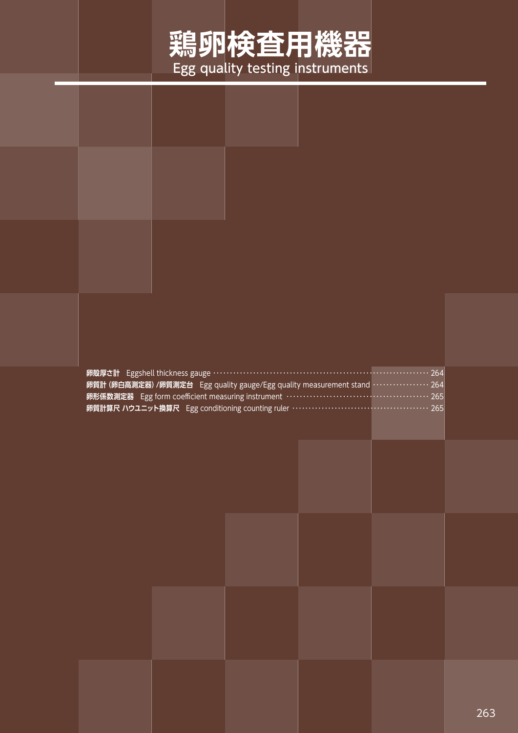# 鶏卵検査用機器

Egg quality testing instruments

**卵殻厚さ計**　Eggshell thickness gauge ······ 264
**卵質計（卵白高測定器）/卵質測定台**　Egg quality gauge/Egg quality measurement stand ······ 264
**卵形係数測定器**　Egg form coefficient measuring instrument ······ 265
**卵質計算尺 ハウユニット換算尺**　Egg conditioning counting ruler ······ 265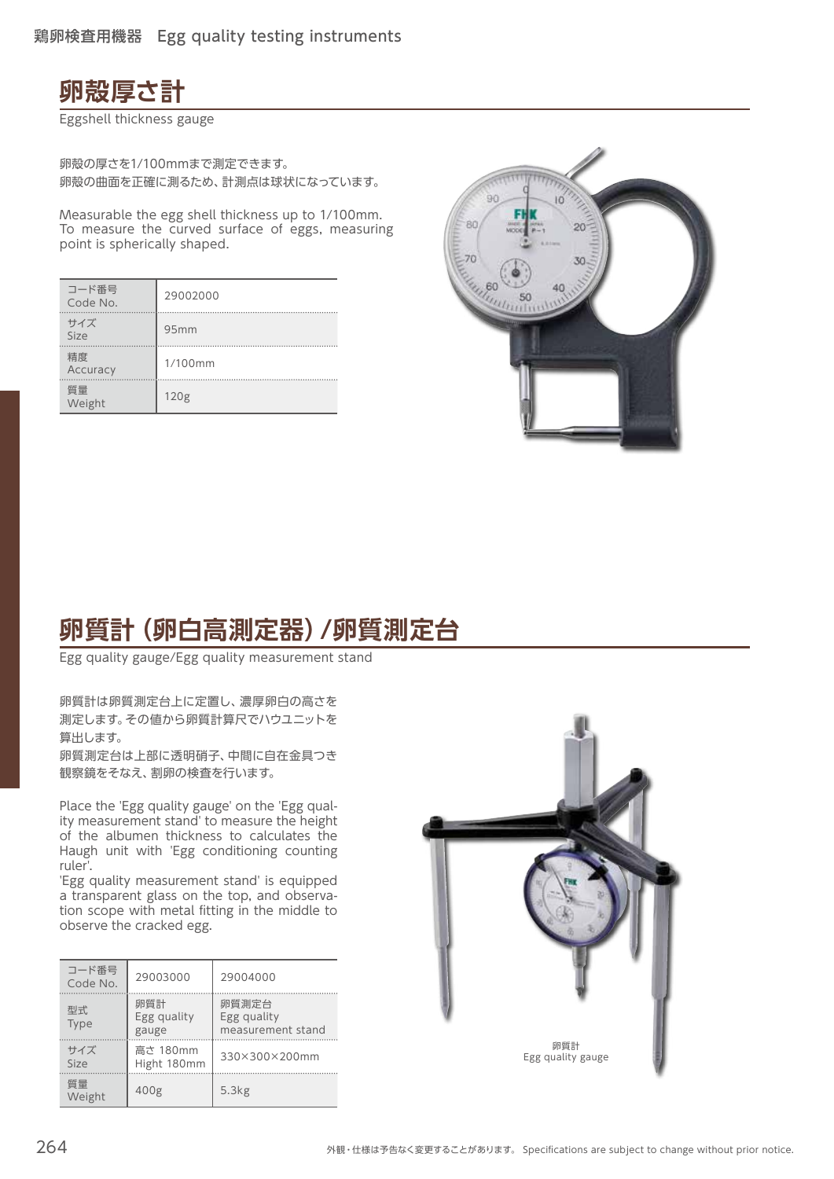# 卵殻厚さ計

Eggshell thickness gauge

卵殻の厚さを1/100mmまで測定できます。
卵殻の曲面を正確に測るため、計測点は球状になっています。

Measurable the egg shell thickness up to 1/100mm. To measure the curved surface of eggs, measuring point is spherically shaped.

| コード番号 Code No. | 29002000 |
|---|---|
| サイズ Size | 95mm |
| 精度 Accuracy | 1/100mm |
| 質量 Weight | 120g |

# 卵質計（卵白高測定器）/卵質測定台

Egg quality gauge/Egg quality measurement stand

卵質計は卵質測定台上に定置し、濃厚卵白の高さを測定します。その値から卵質計算尺でハウユニットを算出します。
卵質測定台は上部に透明硝子、中間に自在金具つき観察鏡をそなえ、割卵の検査を行います。

Place the 'Egg quality gauge' on the 'Egg quality measurement stand' to measure the height of the albumen thickness to calculates the Haugh unit with 'Egg conditioning counting ruler'.
'Egg quality measurement stand' is equipped a transparent glass on the top, and observation scope with metal fitting in the middle to observe the cracked egg.

| コード番号 Code No. | 29003000 | 29004000 |
|---|---|---|
| 型式 Type | 卵質計 Egg quality gauge | 卵質測定台 Egg quality measurement stand |
| サイズ Size | 高さ 180mm Hight 180mm | 330×300×200mm |
| 質量 Weight | 400g | 5.3kg |

卵質計
Egg quality gauge

外観・仕様は予告なく変更することがあります。 Specifications are subject to change without prior notice.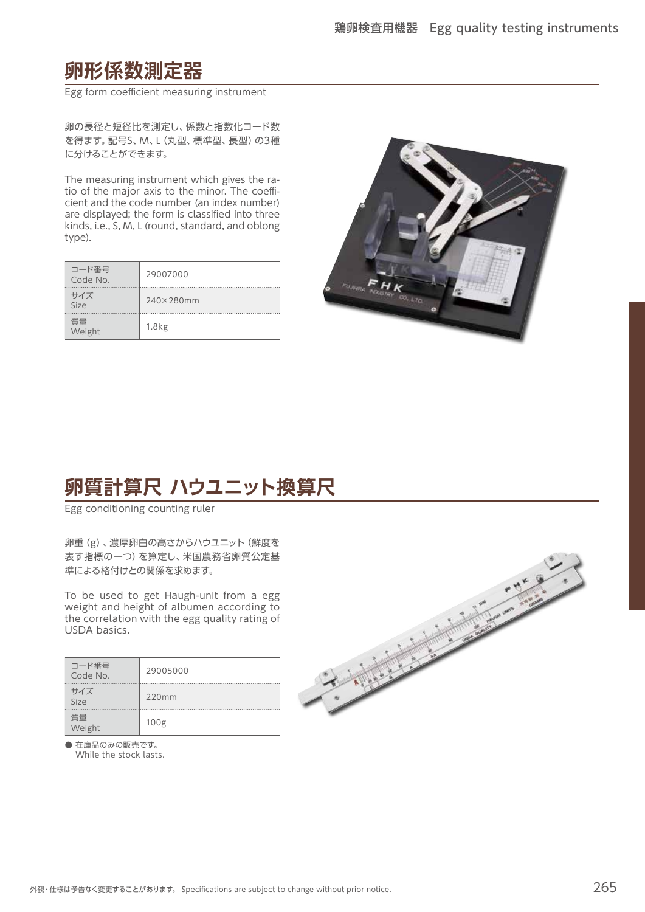# 卵形係数測定器

Egg form coefficient measuring instrument

卵の長径と短径比を測定し、係数と指数化コード数を得ます。記号S、M、L（丸型、標準型、長型）の3種に分けることができます。

The measuring instrument which gives the ratio of the major axis to the minor. The coefficient and the code number (an index number) are displayed; the form is classified into three kinds, i.e., S, M, L (round, standard, and oblong type).

| | |
|---|---|
| コード番号 Code No. | 29007000 |
| サイズ Size | 240×280mm |
| 質量 Weight | 1.8kg |

# 卵質計算尺 ハウユニット換算尺

Egg conditioning counting ruler

卵重（g）、濃厚卵白の高さからハウユニット（鮮度を表す指標の一つ）を算定し、米国農務省卵質公定基準による格付けとの関係を求めます。

To be used to get Haugh-unit from a egg weight and height of albumen according to the correlation with the egg quality rating of USDA basics.

| | |
|---|---|
| コード番号 Code No. | 29005000 |
| サイズ Size | 220mm |
| 質量 Weight | 100g |

● 在庫品のみの販売です。
While the stock lasts.

外観・仕様は予告なく変更することがあります。 Specifications are subject to change without prior notice.